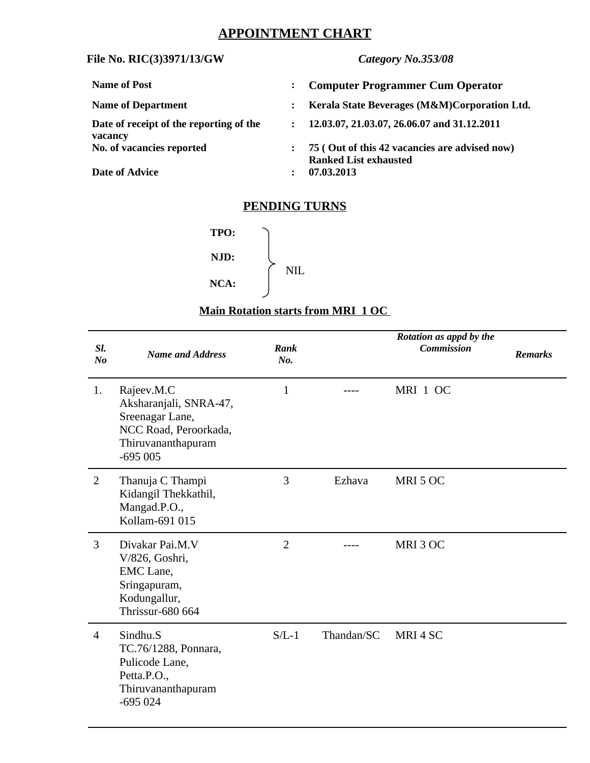# APPOINTMENT CHART

**File No. RIC(3)3971/13/GW** *Category No.353/08*

| | | |
|---|---|---|
| **Name of Post** | : | **Computer Programmer Cum Operator** |
| **Name of Department** | : | **Kerala State Beverages (M&M)Corporation Ltd.** |
| **Date of receipt of the reporting of the vacancy** | : | **12.03.07, 21.03.07, 26.06.07 and 31.12.2011** |
| **No. of vacancies reported** | : | **75 ( Out of this 42 vacancies are advised now) Ranked List exhausted** |
| **Date of Advice** | : | **07.03.2013** |

## PENDING TURNS

**TPO:**
**NJD:**
**NCA:**

NIL

**Main Rotation starts from MRI 1 OC**

| *Sl. No* | *Name and Address* | *Rank No.* | | *Rotation as appd by the Commission* | *Remarks* |
|---|---|---|---|---|---|
| 1. | Rajeev.M.C<br>Aksharanjali, SNRA-47,<br>Sreenagar Lane,<br>NCC Road, Peroorkada,<br>Thiruvananthapuram<br>-695 005 | 1 | ---- | MRI 1 OC | |
| 2 | Thanuja C Thampi<br>Kidangil Thekkathil,<br>Mangad.P.O.,<br>Kollam-691 015 | 3 | Ezhava | MRI 5 OC | |
| 3 | Divakar Pai.M.V<br>V/826, Goshri,<br>EMC Lane,<br>Sringapuram,<br>Kodungallur,<br>Thrissur-680 664 | 2 | ---- | MRI 3 OC | |
| 4 | Sindhu.S<br>TC.76/1288, Ponnara,<br>Pulicode Lane,<br>Petta.P.O.,<br>Thiruvananthapuram<br>-695 024 | S/L-1 | Thandan/SC | MRI 4 SC | |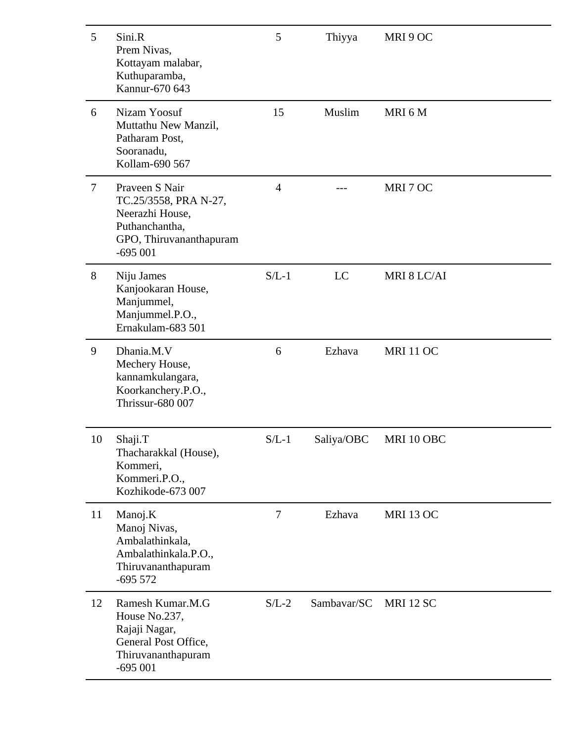| | | | | |
|---|---|---|---|---|
| 5 | Sini.R<br>Prem Nivas,<br>Kottayam malabar,<br>Kuthuparamba,<br>Kannur-670 643 | 5 | Thiyya | MRI 9 OC |
| 6 | Nizam Yoosuf<br>Muttathu New Manzil,<br>Patharam Post,<br>Sooranadu,<br>Kollam-690 567 | 15 | Muslim | MRI 6 M |
| 7 | Praveen S Nair<br>TC.25/3558, PRA N-27,<br>Neerazhi House,<br>Puthanchantha,<br>GPO, Thiruvananthapuram<br>-695 001 | 4 | --- | MRI 7 OC |
| 8 | Niju James<br>Kanjookaran House,<br>Manjummel,<br>Manjummel.P.O.,<br>Ernakulam-683 501 | S/L-1 | LC | MRI 8 LC/AI |
| 9 | Dhania.M.V<br>Mechery House,<br>kannamkulangara,<br>Koorkanchery.P.O.,<br>Thrissur-680 007 | 6 | Ezhava | MRI 11 OC |
| 10 | Shaji.T<br>Thacharakkal (House),<br>Kommeri,<br>Kommeri.P.O.,<br>Kozhikode-673 007 | S/L-1 | Saliya/OBC | MRI 10 OBC |
| 11 | Manoj.K<br>Manoj Nivas,<br>Ambalathinkala,<br>Ambalathinkala.P.O.,<br>Thiruvananthapuram<br>-695 572 | 7 | Ezhava | MRI 13 OC |
| 12 | Ramesh Kumar.M.G<br>House No.237,<br>Rajaji Nagar,<br>General Post Office,<br>Thiruvananthapuram<br>-695 001 | S/L-2 | Sambavar/SC | MRI 12 SC |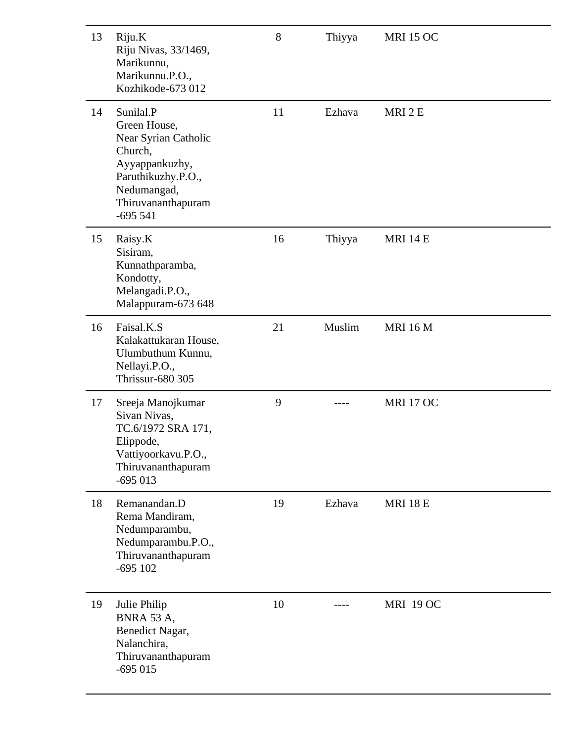| | | | | |
|---|---|---|---|---|
| 13 | Riju.K<br>Riju Nivas, 33/1469,<br>Marikunnu,<br>Marikunnu.P.O.,<br>Kozhikode-673 012 | 8 | Thiyya | MRI 15 OC |
| 14 | Sunilal.P<br>Green House,<br>Near Syrian Catholic Church,<br>Ayyappankuzhy,<br>Paruthikuzhy.P.O.,<br>Nedumangad,<br>Thiruvananthapuram -695 541 | 11 | Ezhava | MRI 2 E |
| 15 | Raisy.K<br>Sisiram,<br>Kunnathparamba,<br>Kondotty,<br>Melangadi.P.O.,<br>Malappuram-673 648 | 16 | Thiyya | MRI 14 E |
| 16 | Faisal.K.S<br>Kalakattukaran House,<br>Ulumbuthum Kunnu,<br>Nellayi.P.O.,<br>Thrissur-680 305 | 21 | Muslim | MRI 16 M |
| 17 | Sreeja Manojkumar<br>Sivan Nivas,<br>TC.6/1972 SRA 171,<br>Elippode,<br>Vattiyoorkavu.P.O.,<br>Thiruvananthapuram -695 013 | 9 | ---- | MRI 17 OC |
| 18 | Remanandan.D<br>Rema Mandiram,<br>Nedumparambu,<br>Nedumparambu.P.O.,<br>Thiruvananthapuram -695 102 | 19 | Ezhava | MRI 18 E |
| 19 | Julie Philip<br>BNRA 53 A,<br>Benedict Nagar,<br>Nalanchira,<br>Thiruvananthapuram -695 015 | 10 | ---- | MRI 19 OC |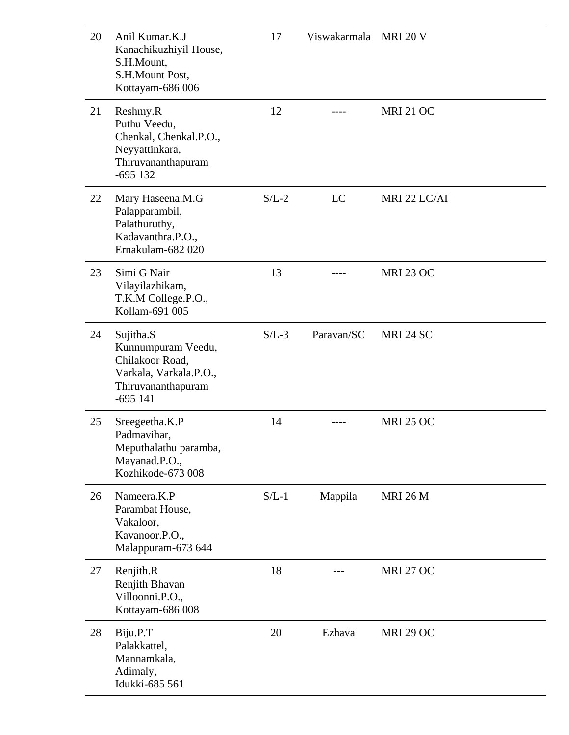| | | | | |
|---|---|---|---|---|
| 20 | Anil Kumar.K.J<br>Kanachikuzhiyil House,<br>S.H.Mount,<br>S.H.Mount Post,<br>Kottayam-686 006 | 17 | Viswakarmala | MRI 20 V |
| 21 | Reshmy.R<br>Puthu Veedu,<br>Chenkal, Chenkal.P.O.,<br>Neyyattinkara,<br>Thiruvananthapuram<br>-695 132 | 12 | ---- | MRI 21 OC |
| 22 | Mary Haseena.M.G<br>Palapparambil,<br>Palathuruthy,<br>Kadavanthra.P.O.,<br>Ernakulam-682 020 | S/L-2 | LC | MRI 22 LC/AI |
| 23 | Simi G Nair<br>Vilayilazhikam,<br>T.K.M College.P.O.,<br>Kollam-691 005 | 13 | ---- | MRI 23 OC |
| 24 | Sujitha.S<br>Kunnumpuram Veedu,<br>Chilakoor Road,<br>Varkala, Varkala.P.O.,<br>Thiruvananthapuram<br>-695 141 | S/L-3 | Paravan/SC | MRI 24 SC |
| 25 | Sreegeetha.K.P<br>Padmavihar,<br>Meputhalathu paramba,<br>Mayanad.P.O.,<br>Kozhikode-673 008 | 14 | ---- | MRI 25 OC |
| 26 | Nameera.K.P<br>Parambat House,<br>Vakaloor,<br>Kavanoor.P.O.,<br>Malappuram-673 644 | S/L-1 | Mappila | MRI 26 M |
| 27 | Renjith.R<br>Renjith Bhavan<br>Villoonni.P.O.,<br>Kottayam-686 008 | 18 | --- | MRI 27 OC |
| 28 | Biju.P.T<br>Palakkattel,<br>Mannamkala,<br>Adimaly,<br>Idukki-685 561 | 20 | Ezhava | MRI 29 OC |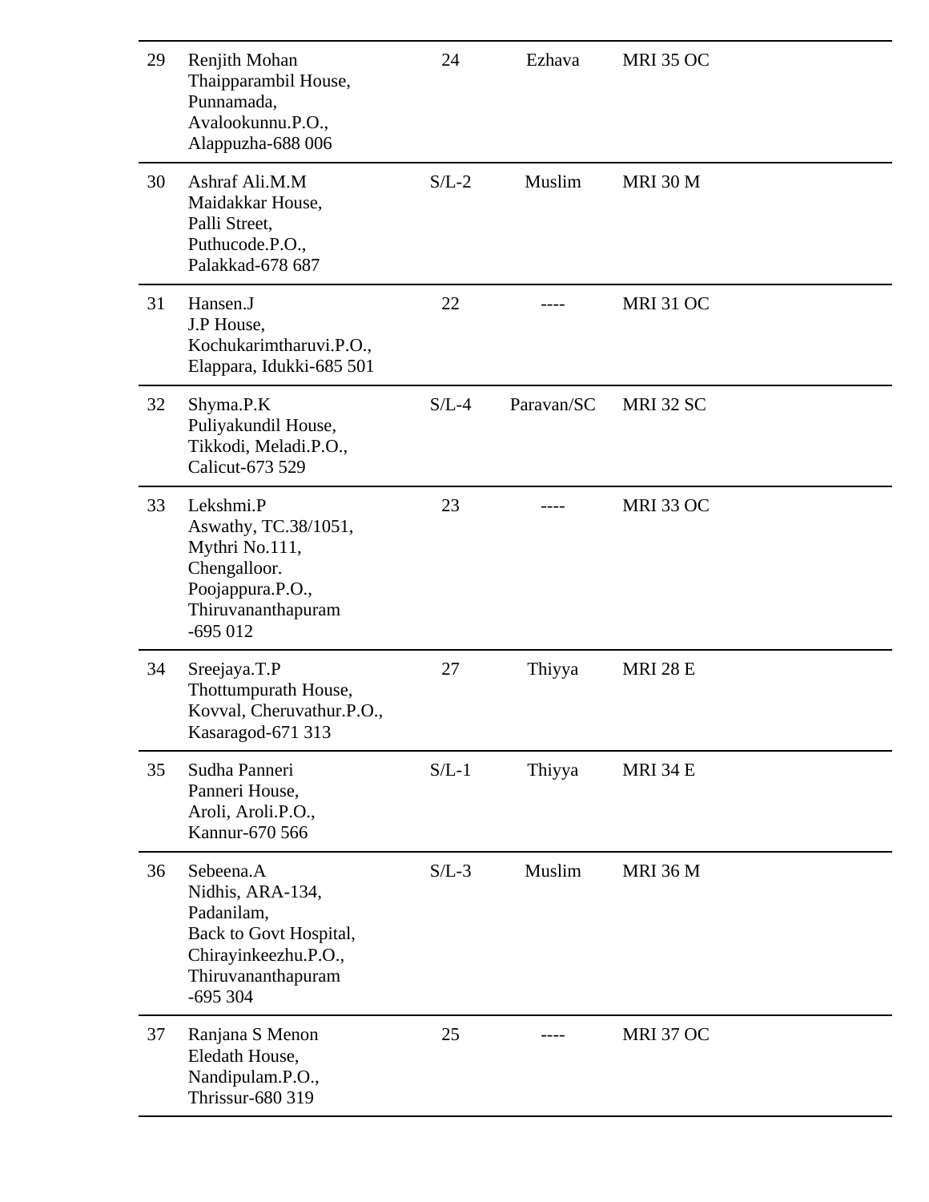| | | | | |
|---|---|---|---|---|
| 29 | Renjith Mohan<br>Thaipparambil House,<br>Punnamada,<br>Avalookunnu.P.O.,<br>Alappuzha-688 006 | 24 | Ezhava | MRI 35 OC |
| 30 | Ashraf Ali.M.M<br>Maidakkar House,<br>Palli Street,<br>Puthucode.P.O.,<br>Palakkad-678 687 | S/L-2 | Muslim | MRI 30 M |
| 31 | Hansen.J<br>J.P House,<br>Kochukarimtharuvi.P.O.,<br>Elappara, Idukki-685 501 | 22 | ---- | MRI 31 OC |
| 32 | Shyma.P.K<br>Puliyakundil House,<br>Tikkodi, Meladi.P.O.,<br>Calicut-673 529 | S/L-4 | Paravan/SC | MRI 32 SC |
| 33 | Lekshmi.P<br>Aswathy, TC.38/1051,<br>Mythri No.111,<br>Chengalloor.<br>Poojappura.P.O.,<br>Thiruvananthapuram<br>-695 012 | 23 | ---- | MRI 33 OC |
| 34 | Sreejaya.T.P<br>Thottumpurath House,<br>Kovval, Cheruvathur.P.O.,<br>Kasaragod-671 313 | 27 | Thiyya | MRI 28 E |
| 35 | Sudha Panneri<br>Panneri House,<br>Aroli, Aroli.P.O.,<br>Kannur-670 566 | S/L-1 | Thiyya | MRI 34 E |
| 36 | Sebeena.A<br>Nidhis, ARA-134,<br>Padanilam,<br>Back to Govt Hospital,<br>Chirayinkeezhu.P.O.,<br>Thiruvananthapuram<br>-695 304 | S/L-3 | Muslim | MRI 36 M |
| 37 | Ranjana S Menon<br>Eledath House,<br>Nandipulam.P.O.,<br>Thrissur-680 319 | 25 | ---- | MRI 37 OC |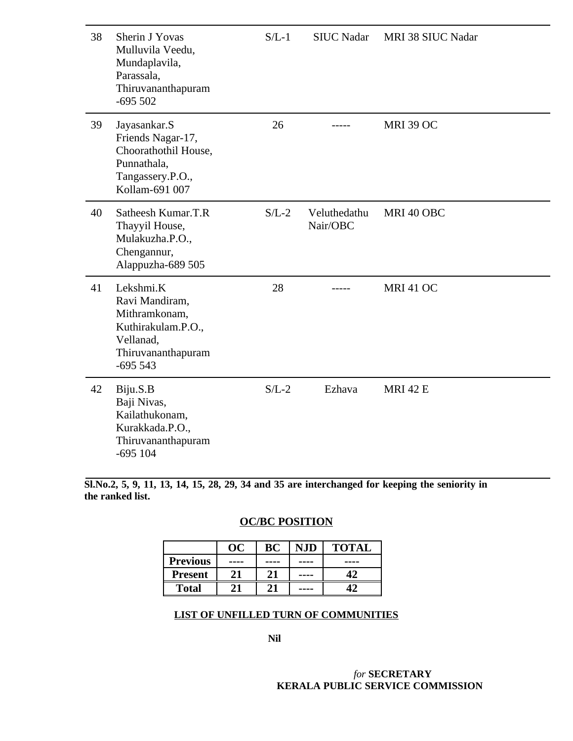| | | | | |
|---|---|---|---|---|
| 38 | Sherin J Yovas<br>Mulluvila Veedu,<br>Mundaplavila,<br>Parassala,<br>Thiruvananthapuram<br>-695 502 | S/L-1 | SIUC Nadar | MRI 38 SIUC Nadar |
| 39 | Jayasankar.S<br>Friends Nagar-17,<br>Choorathothil House,<br>Punnathala,<br>Tangassery.P.O.,<br>Kollam-691 007 | 26 | ----- | MRI 39 OC |
| 40 | Satheesh Kumar.T.R<br>Thayyil House,<br>Mulakuzha.P.O.,<br>Chengannur,<br>Alappuzha-689 505 | S/L-2 | Veluthedathu Nair/OBC | MRI 40 OBC |
| 41 | Lekshmi.K<br>Ravi Mandiram,<br>Mithramkonam,<br>Kuthirakulam.P.O.,<br>Vellanad,<br>Thiruvananthapuram<br>-695 543 | 28 | ----- | MRI 41 OC |
| 42 | Biju.S.B<br>Baji Nivas,<br>Kailathukonam,<br>Kurakkada.P.O.,<br>Thiruvananthapuram<br>-695 104 | S/L-2 | Ezhava | MRI 42 E |

**Sl.No.2, 5, 9, 11, 13, 14, 15, 28, 29, 34 and 35 are interchanged for keeping the seniority in the ranked list.**

**OC/BC POSITION**

| | OC | BC | NJD | TOTAL |
|---|---|---|---|---|
| **Previous** | ---- | ---- | ---- | ---- |
| **Present** | 21 | 21 | ---- | 42 |
| **Total** | 21 | 21 | ---- | 42 |

**LIST OF UNFILLED TURN OF COMMUNITIES**

**Nil**

*for* **SECRETARY**
**KERALA PUBLIC SERVICE COMMISSION**